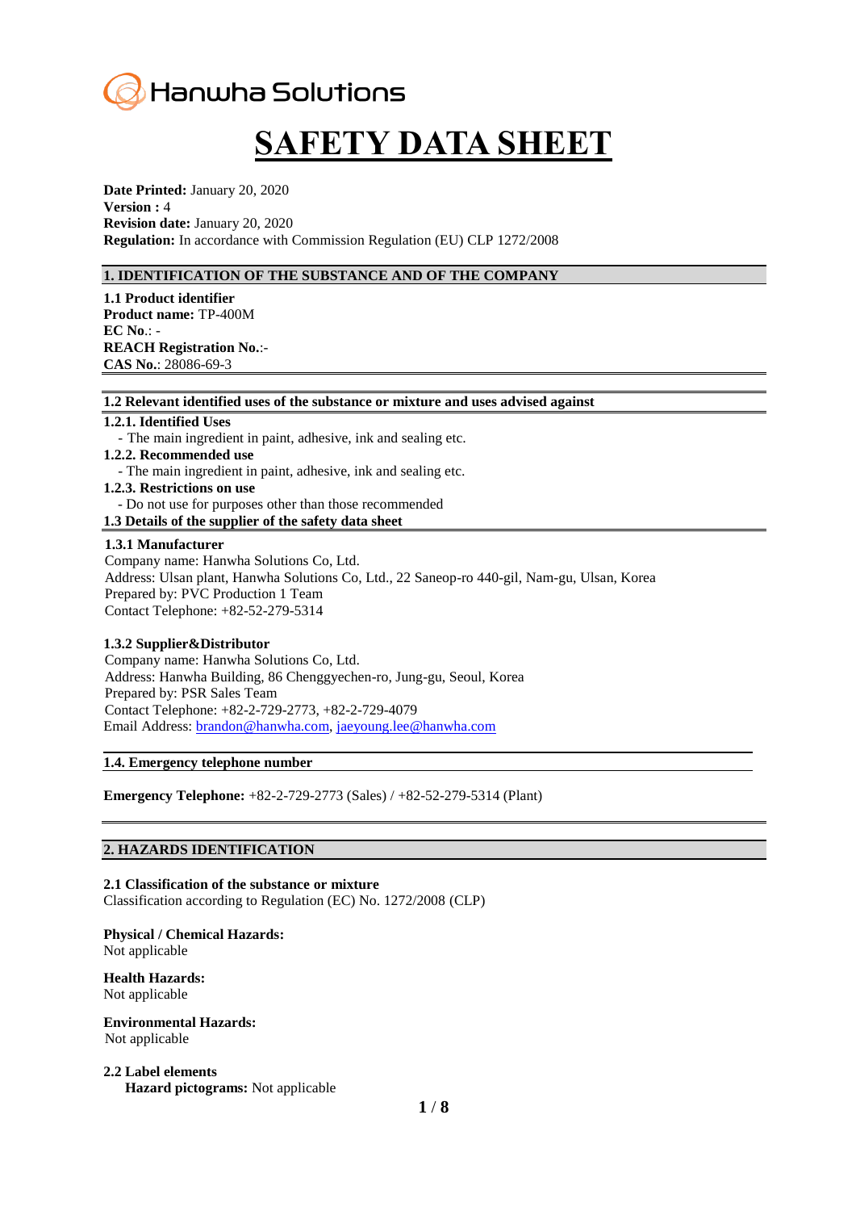Hanwha Solutions

# SAFETY DATA SHEET

**Date Printed:** January 20, 2020
**Version :** 4
**Revision date:** January 20, 2020
**Regulation:** In accordance with Commission Regulation (EU) CLP 1272/2008

## 1. IDENTIFICATION OF THE SUBSTANCE AND OF THE COMPANY

**1.1 Product identifier**
**Product name:** TP-400M
**EC No**.: -
**REACH Registration No.**:-
**CAS No.**: 28086-69-3

### 1.2 Relevant identified uses of the substance or mixture and uses advised against

**1.2.1. Identified Uses**
- The main ingredient in paint, adhesive, ink and sealing etc.

**1.2.2. Recommended use**
- The main ingredient in paint, adhesive, ink and sealing etc.

**1.2.3. Restrictions on use**
- Do not use for purposes other than those recommended

### 1.3 Details of the supplier of the safety data sheet

**1.3.1 Manufacturer**
Company name: Hanwha Solutions Co, Ltd.
Address: Ulsan plant, Hanwha Solutions Co, Ltd., 22 Saneop-ro 440-gil, Nam-gu, Ulsan, Korea
Prepared by: PVC Production 1 Team
Contact Telephone: +82-52-279-5314

**1.3.2 Supplier&Distributor**
Company name: Hanwha Solutions Co, Ltd.
Address: Hanwha Building, 86 Chenggyechen-ro, Jung-gu, Seoul, Korea
Prepared by: PSR Sales Team
Contact Telephone: +82-2-729-2773, +82-2-729-4079
Email Address: brandon@hanwha.com, jaeyoung.lee@hanwha.com

### 1.4. Emergency telephone number

**Emergency Telephone:** +82-2-729-2773 (Sales) / +82-52-279-5314 (Plant)

## 2. HAZARDS IDENTIFICATION

**2.1 Classification of the substance or mixture**
Classification according to Regulation (EC) No. 1272/2008 (CLP)

**Physical / Chemical Hazards:**
Not applicable

**Health Hazards:**
Not applicable

**Environmental Hazards:**
Not applicable

**2.2 Label elements**
**Hazard pictograms:** Not applicable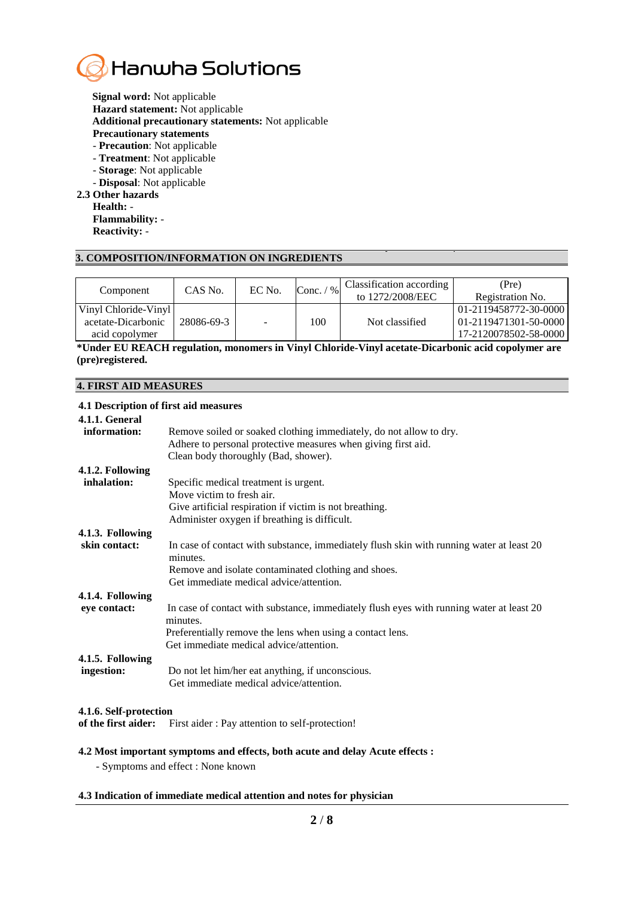**Signal word:** Not applicable
**Hazard statement:** Not applicable
**Additional precautionary statements:** Not applicable
**Precautionary statements**
- **Precaution**: Not applicable
- **Treatment**: Not applicable
- **Storage**: Not applicable
- **Disposal**: Not applicable

**2.3 Other hazards**

**Health:** -
**Flammability:** -
**Reactivity:** -

## 3. COMPOSITION/INFORMATION ON INGREDIENTS

| Component | CAS No. | EC No. | Conc. / % | Classification according to 1272/2008/EEC | (Pre) Registration No. |
|---|---|---|---|---|---|
| Vinyl Chloride-Vinyl acetate-Dicarbonic acid copolymer | 28086-69-3 | - | 100 | Not classified | 01-2119458772-30-0000 01-2119471301-50-0000 17-2120078502-58-0000 |

**\*Under EU REACH regulation, monomers in Vinyl Chloride-Vinyl acetate-Dicarbonic acid copolymer are (pre)registered.**

## 4. FIRST AID MEASURES

**4.1 Description of first aid measures**

**4.1.1. General information:**
Remove soiled or soaked clothing immediately, do not allow to dry.
Adhere to personal protective measures when giving first aid.
Clean body thoroughly (Bad, shower).

**4.1.2. Following inhalation:**
Specific medical treatment is urgent.
Move victim to fresh air.
Give artificial respiration if victim is not breathing.
Administer oxygen if breathing is difficult.

**4.1.3. Following skin contact:**
In case of contact with substance, immediately flush skin with running water at least 20 minutes.
Remove and isolate contaminated clothing and shoes.
Get immediate medical advice/attention.

**4.1.4. Following eye contact:**
In case of contact with substance, immediately flush eyes with running water at least 20 minutes.
Preferentially remove the lens when using a contact lens.
Get immediate medical advice/attention.

**4.1.5. Following ingestion:**
Do not let him/her eat anything, if unconscious.
Get immediate medical advice/attention.

**4.1.6. Self-protection of the first aider:** First aider : Pay attention to self-protection!

**4.2 Most important symptoms and effects, both acute and delay Acute effects :**

- Symptoms and effect : None known

**4.3 Indication of immediate medical attention and notes for physician**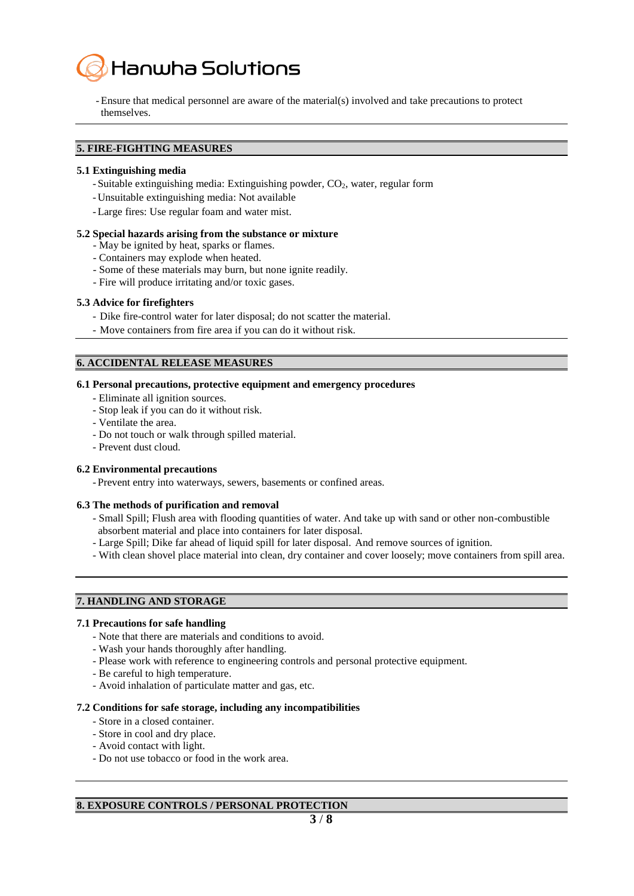- Ensure that medical personnel are aware of the material(s) involved and take precautions to protect themselves.

## 5. FIRE-FIGHTING MEASURES

### 5.1 Extinguishing media

- Suitable extinguishing media: Extinguishing powder, $CO_2$, water, regular form
- Unsuitable extinguishing media: Not available
- Large fires: Use regular foam and water mist.

### 5.2 Special hazards arising from the substance or mixture

- May be ignited by heat, sparks or flames.
- Containers may explode when heated.
- Some of these materials may burn, but none ignite readily.
- Fire will produce irritating and/or toxic gases.

### 5.3 Advice for firefighters

- Dike fire-control water for later disposal; do not scatter the material.
- Move containers from fire area if you can do it without risk.

## 6. ACCIDENTAL RELEASE MEASURES

### 6.1 Personal precautions, protective equipment and emergency procedures

- Eliminate all ignition sources.
- Stop leak if you can do it without risk.
- Ventilate the area.
- Do not touch or walk through spilled material.
- Prevent dust cloud.

### 6.2 Environmental precautions

- Prevent entry into waterways, sewers, basements or confined areas.

### 6.3 The methods of purification and removal

- Small Spill; Flush area with flooding quantities of water. And take up with sand or other non-combustible absorbent material and place into containers for later disposal.
- Large Spill; Dike far ahead of liquid spill for later disposal. And remove sources of ignition.
- With clean shovel place material into clean, dry container and cover loosely; move containers from spill area.

## 7. HANDLING AND STORAGE

### 7.1 Precautions for safe handling

- Note that there are materials and conditions to avoid.
- Wash your hands thoroughly after handling.
- Please work with reference to engineering controls and personal protective equipment.
- Be careful to high temperature.
- Avoid inhalation of particulate matter and gas, etc.

### 7.2 Conditions for safe storage, including any incompatibilities

- Store in a closed container.
- Store in cool and dry place.
- Avoid contact with light.
- Do not use tobacco or food in the work area.

## 8. EXPOSURE CONTROLS / PERSONAL PROTECTION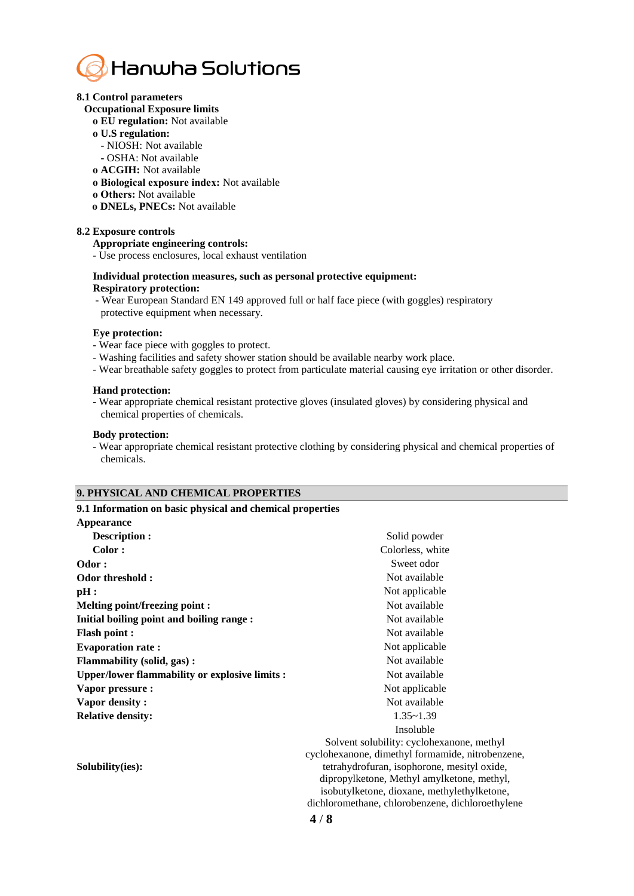### 8.1 Control parameters

**Occupational Exposure limits**

- **EU regulation:** Not available
- **U.S regulation:**
  - NIOSH: Not available
  - OSHA: Not available
- **ACGIH:** Not available
- **Biological exposure index:** Not available
- **Others:** Not available
- **DNELs, PNECs:** Not available

### 8.2 Exposure controls

**Appropriate engineering controls:**

- Use process enclosures, local exhaust ventilation

**Individual protection measures, such as personal protective equipment:**

**Respiratory protection:**

- Wear European Standard EN 149 approved full or half face piece (with goggles) respiratory protective equipment when necessary.

**Eye protection:**

- Wear face piece with goggles to protect.
- Washing facilities and safety shower station should be available nearby work place.
- Wear breathable safety goggles to protect from particulate material causing eye irritation or other disorder.

**Hand protection:**

- Wear appropriate chemical resistant protective gloves (insulated gloves) by considering physical and chemical properties of chemicals.

**Body protection:**

- Wear appropriate chemical resistant protective clothing by considering physical and chemical properties of chemicals.

## 9. PHYSICAL AND CHEMICAL PROPERTIES

### 9.1 Information on basic physical and chemical properties

| Property | Value |
|---|---|
| **Appearance** | |
| **Description :** | Solid powder |
| **Color :** | Colorless, white |
| **Odor :** | Sweet odor |
| **Odor threshold :** | Not available |
| **pH :** | Not applicable |
| **Melting point/freezing point :** | Not available |
| **Initial boiling point and boiling range :** | Not available |
| **Flash point :** | Not available |
| **Evaporation rate :** | Not applicable |
| **Flammability (solid, gas) :** | Not available |
| **Upper/lower flammability or explosive limits :** | Not available |
| **Vapor pressure :** | Not applicable |
| **Vapor density :** | Not available |
| **Relative density:** | 1.35~1.39 |
| **Solubility(ies):** | Insoluble<br>Solvent solubility: cyclohexanone, methyl cyclohexanone, dimethyl formamide, nitrobenzene, tetrahydrofuran, isophorone, mesityl oxide, dipropylketone, Methyl amylketone, methyl, isobutylketone, dioxane, methylethylketone, dichloromethane, chlorobenzene, dichloroethylene |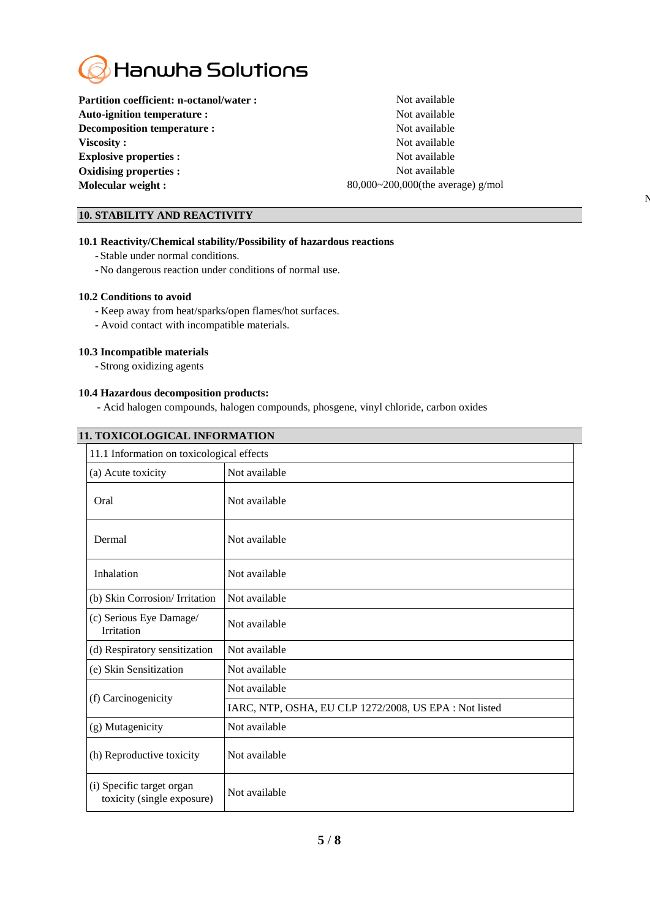**Partition coefficient: n-octanol/water :** Not available
**Auto-ignition temperature :** Not available
**Decomposition temperature :** Not available
**Viscosity :** Not available
**Explosive properties :** Not available
**Oxidising properties :** Not available
**Molecular weight :** 80,000~200,000(the average) g/mol

## 10. STABILITY AND REACTIVITY

### 10.1 Reactivity/Chemical stability/Possibility of hazardous reactions

- Stable under normal conditions.
- No dangerous reaction under conditions of normal use.

### 10.2 Conditions to avoid

- Keep away from heat/sparks/open flames/hot surfaces.
- Avoid contact with incompatible materials.

### 10.3 Incompatible materials

- Strong oxidizing agents

### 10.4 Hazardous decomposition products:

- Acid halogen compounds, halogen compounds, phosgene, vinyl chloride, carbon oxides

## 11. TOXICOLOGICAL INFORMATION

| 11.1 Information on toxicological effects | |
|---|---|
| (a) Acute toxicity | Not available |
| Oral | Not available |
| Dermal | Not available |
| Inhalation | Not available |
| (b) Skin Corrosion/ Irritation | Not available |
| (c) Serious Eye Damage/ Irritation | Not available |
| (d) Respiratory sensitization | Not available |
| (e) Skin Sensitization | Not available |
| (f) Carcinogenicity | Not available |
| | IARC, NTP, OSHA, EU CLP 1272/2008, US EPA : Not listed |
| (g) Mutagenicity | Not available |
| (h) Reproductive toxicity | Not available |
| (i) Specific target organ toxicity (single exposure) | Not available |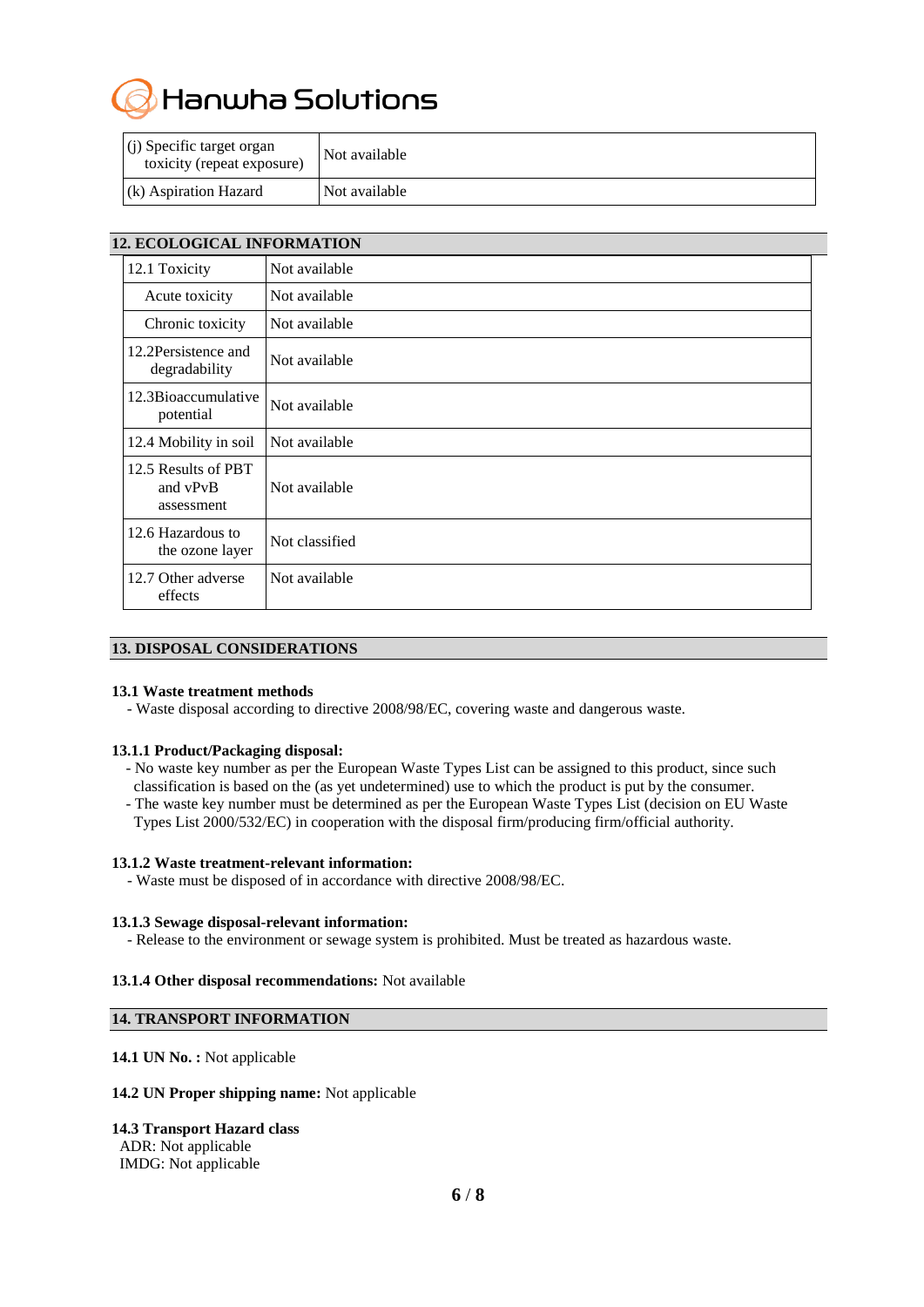| | |
|---|---|
| (j) Specific target organ toxicity (repeat exposure) | Not available |
| (k) Aspiration Hazard | Not available |

## 12. ECOLOGICAL INFORMATION

| | |
|---|---|
| 12.1 Toxicity | Not available |
| Acute toxicity | Not available |
| Chronic toxicity | Not available |
| 12.2Persistence and degradability | Not available |
| 12.3Bioaccumulative potential | Not available |
| 12.4 Mobility in soil | Not available |
| 12.5 Results of PBT and vPvB assessment | Not available |
| 12.6 Hazardous to the ozone layer | Not classified |
| 12.7 Other adverse effects | Not available |

## 13. DISPOSAL CONSIDERATIONS

**13.1 Waste treatment methods**

- Waste disposal according to directive 2008/98/EC, covering waste and dangerous waste.

**13.1.1 Product/Packaging disposal:**

- No waste key number as per the European Waste Types List can be assigned to this product, since such classification is based on the (as yet undetermined) use to which the product is put by the consumer.
- The waste key number must be determined as per the European Waste Types List (decision on EU Waste Types List 2000/532/EC) in cooperation with the disposal firm/producing firm/official authority.

**13.1.2 Waste treatment-relevant information:**

- Waste must be disposed of in accordance with directive 2008/98/EC.

**13.1.3 Sewage disposal-relevant information:**

- Release to the environment or sewage system is prohibited. Must be treated as hazardous waste.

**13.1.4 Other disposal recommendations:** Not available

## 14. TRANSPORT INFORMATION

**14.1 UN No. :** Not applicable

**14.2 UN Proper shipping name:** Not applicable

**14.3 Transport Hazard class**

ADR: Not applicable
IMDG: Not applicable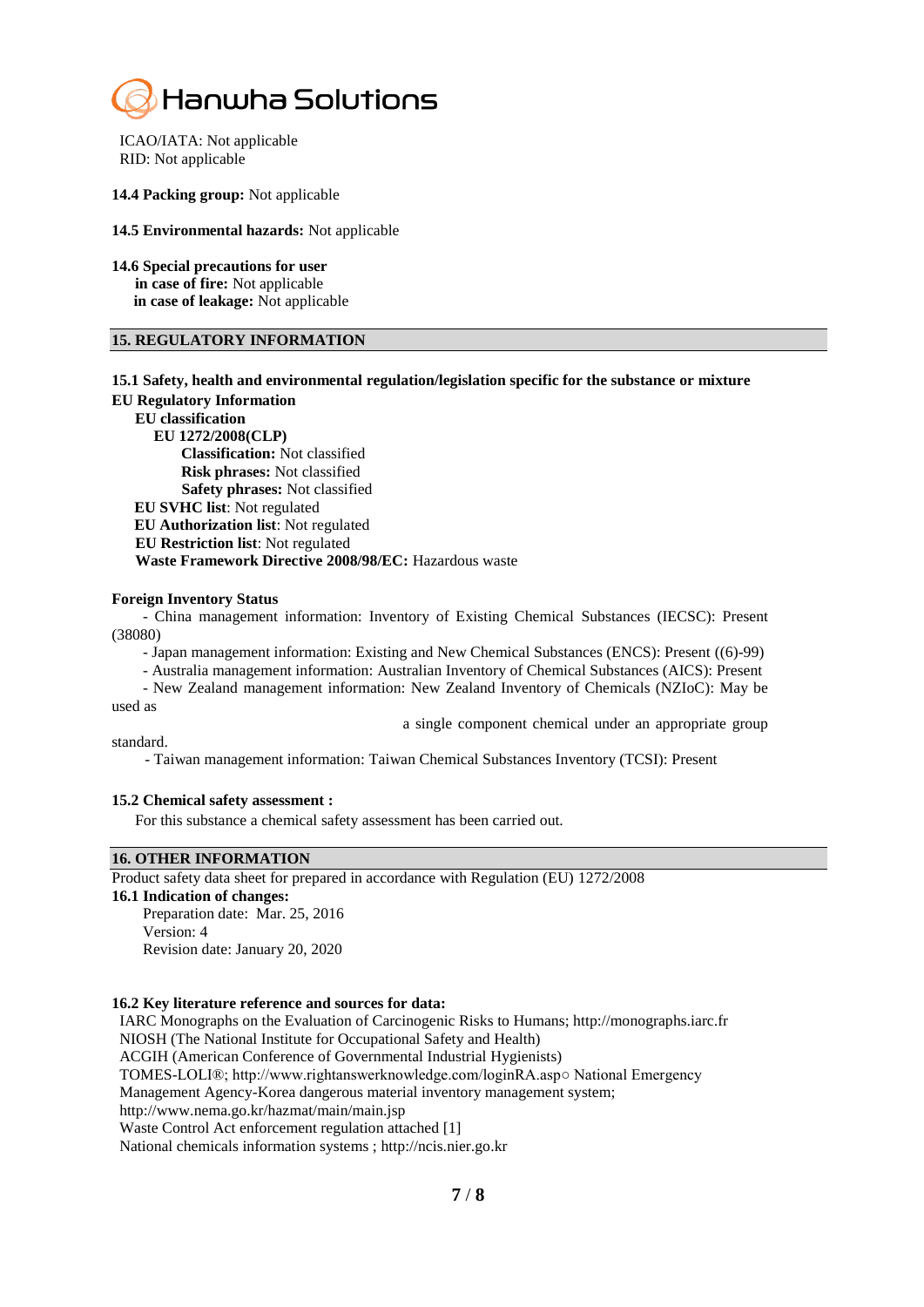ICAO/IATA: Not applicable
RID: Not applicable

**14.4 Packing group:** Not applicable

**14.5 Environmental hazards:** Not applicable

**14.6 Special precautions for user**
**in case of fire:** Not applicable
**in case of leakage:** Not applicable

## 15. REGULATORY INFORMATION

**15.1 Safety, health and environmental regulation/legislation specific for the substance or mixture**
**EU Regulatory Information**
**EU classification**
**EU 1272/2008(CLP)**
**Classification:** Not classified
**Risk phrases:** Not classified
**Safety phrases:** Not classified
**EU SVHC list**: Not regulated
**EU Authorization list**: Not regulated
**EU Restriction list**: Not regulated
**Waste Framework Directive 2008/98/EC:** Hazardous waste

**Foreign Inventory Status**
- China management information: Inventory of Existing Chemical Substances (IECSC): Present (38080)
- Japan management information: Existing and New Chemical Substances (ENCS): Present ((6)-99)
- Australia management information: Australian Inventory of Chemical Substances (AICS): Present
- New Zealand management information: New Zealand Inventory of Chemicals (NZIoC): May be used as a single component chemical under an appropriate group standard.
- Taiwan management information: Taiwan Chemical Substances Inventory (TCSI): Present

**15.2 Chemical safety assessment :**
For this substance a chemical safety assessment has been carried out.

## 16. OTHER INFORMATION

Product safety data sheet for prepared in accordance with Regulation (EU) 1272/2008
**16.1 Indication of changes:**
Preparation date: Mar. 25, 2016
Version: 4
Revision date: January 20, 2020

**16.2 Key literature reference and sources for data:**
IARC Monographs on the Evaluation of Carcinogenic Risks to Humans; http://monographs.iarc.fr
NIOSH (The National Institute for Occupational Safety and Health)
ACGIH (American Conference of Governmental Industrial Hygienists)
TOMES-LOLI®; http://www.rightanswerknowledge.com/loginRA.asp○ National Emergency Management Agency-Korea dangerous material inventory management system; http://www.nema.go.kr/hazmat/main/main.jsp
Waste Control Act enforcement regulation attached [1]
National chemicals information systems ; http://ncis.nier.go.kr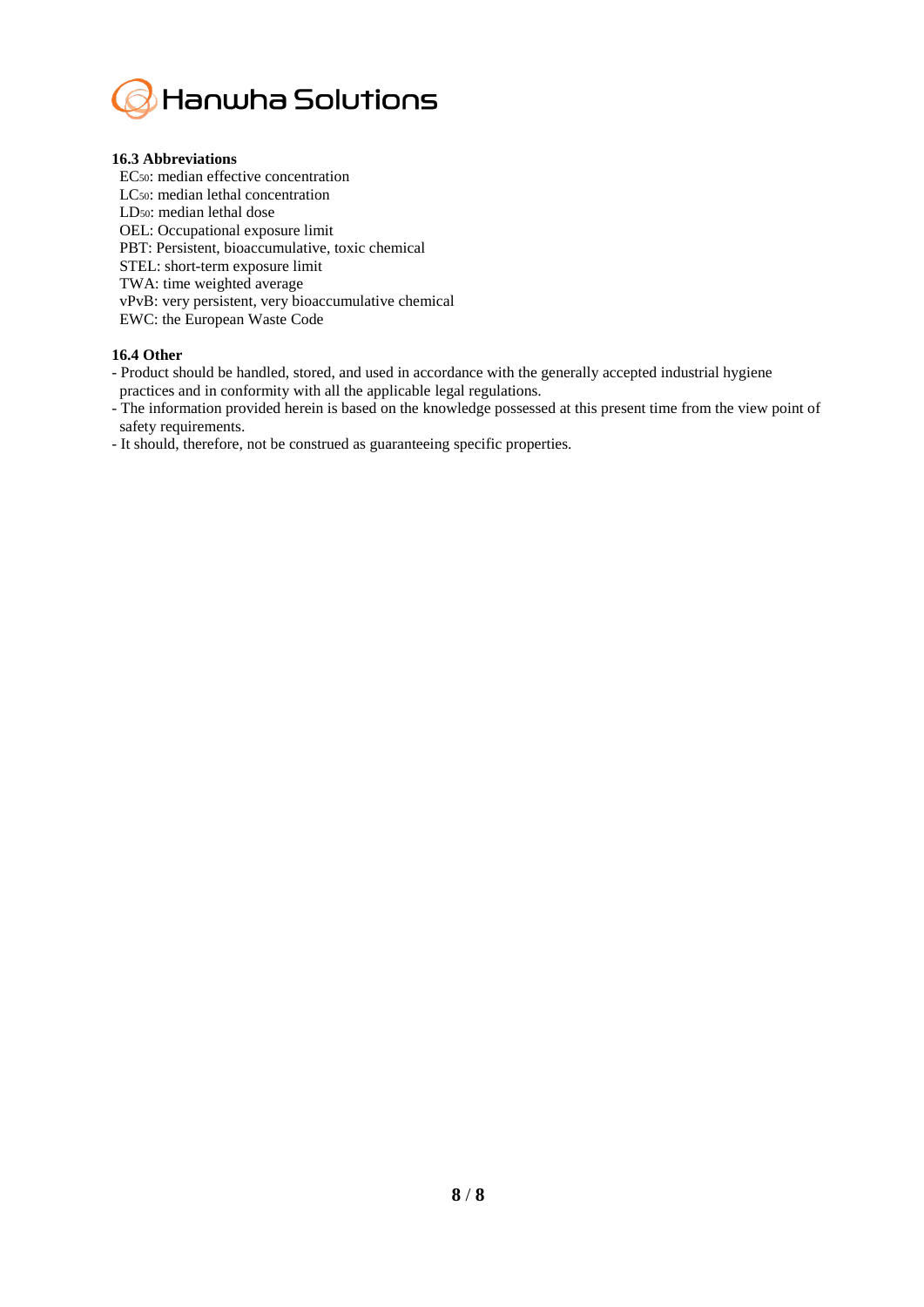### 16.3 Abbreviations

$EC_{50}$: median effective concentration
$LC_{50}$: median lethal concentration
$LD_{50}$: median lethal dose
OEL: Occupational exposure limit
PBT: Persistent, bioaccumulative, toxic chemical
STEL: short-term exposure limit
TWA: time weighted average
vPvB: very persistent, very bioaccumulative chemical
EWC: the European Waste Code

### 16.4 Other

- Product should be handled, stored, and used in accordance with the generally accepted industrial hygiene practices and in conformity with all the applicable legal regulations.
- The information provided herein is based on the knowledge possessed at this present time from the view point of safety requirements.
- It should, therefore, not be construed as guaranteeing specific properties.